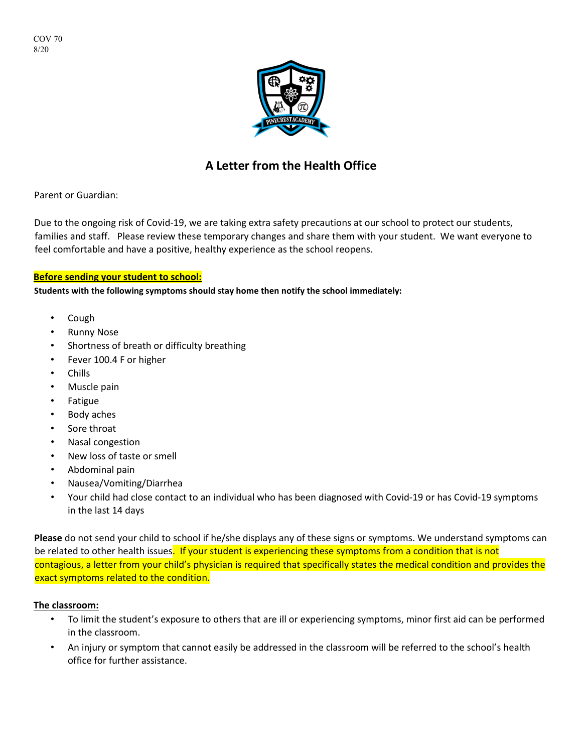COV 70
8/20

# A Letter from the Health Office

Parent or Guardian:

Due to the ongoing risk of Covid-19, we are taking extra safety precautions at our school to protect our students, families and staff. Please review these temporary changes and share them with your student. We want everyone to feel comfortable and have a positive, healthy experience as the school reopens.

**Before sending your student to school:**

**Students with the following symptoms should stay home then notify the school immediately:**

- Cough
- Runny Nose
- Shortness of breath or difficulty breathing
- Fever 100.4 F or higher
- Chills
- Muscle pain
- Fatigue
- Body aches
- Sore throat
- Nasal congestion
- New loss of taste or smell
- Abdominal pain
- Nausea/Vomiting/Diarrhea
- Your child had close contact to an individual who has been diagnosed with Covid-19 or has Covid-19 symptoms in the last 14 days

**Please** do not send your child to school if he/she displays any of these signs or symptoms. We understand symptoms can be related to other health issues. If your student is experiencing these symptoms from a condition that is not contagious, a letter from your child's physician is required that specifically states the medical condition and provides the exact symptoms related to the condition.

**The classroom:**

- To limit the student's exposure to others that are ill or experiencing symptoms, minor first aid can be performed in the classroom.
- An injury or symptom that cannot easily be addressed in the classroom will be referred to the school's health office for further assistance.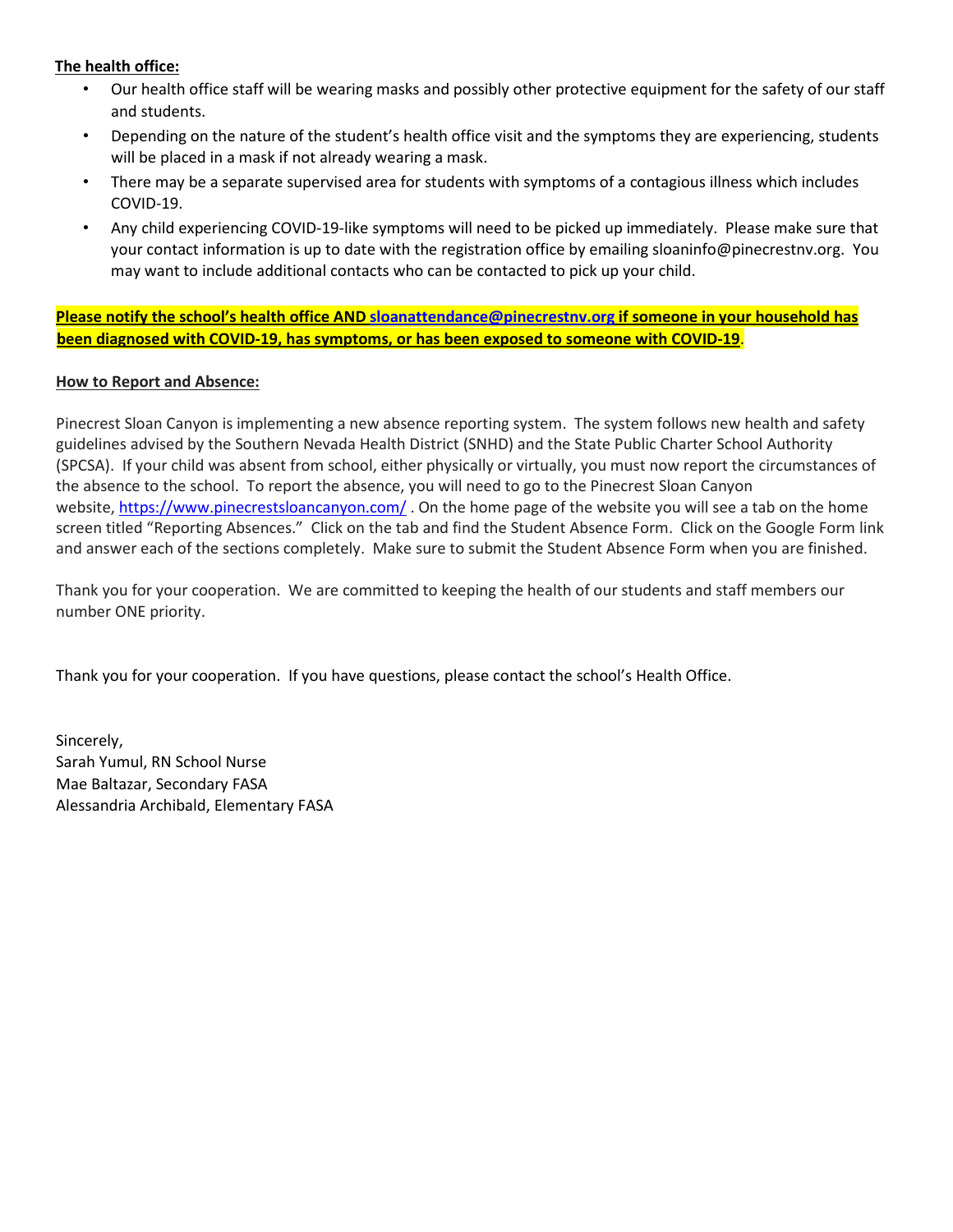**The health office:**

- Our health office staff will be wearing masks and possibly other protective equipment for the safety of our staff and students.
- Depending on the nature of the student's health office visit and the symptoms they are experiencing, students will be placed in a mask if not already wearing a mask.
- There may be a separate supervised area for students with symptoms of a contagious illness which includes COVID-19.
- Any child experiencing COVID-19-like symptoms will need to be picked up immediately. Please make sure that your contact information is up to date with the registration office by emailing sloaninfo@pinecrestnv.org. You may want to include additional contacts who can be contacted to pick up your child.

**Please notify the school's health office AND sloanattendance@pinecrestnv.org if someone in your household has been diagnosed with COVID-19, has symptoms, or has been exposed to someone with COVID-19**.

**How to Report and Absence:**

Pinecrest Sloan Canyon is implementing a new absence reporting system. The system follows new health and safety guidelines advised by the Southern Nevada Health District (SNHD) and the State Public Charter School Authority (SPCSA). If your child was absent from school, either physically or virtually, you must now report the circumstances of the absence to the school. To report the absence, you will need to go to the Pinecrest Sloan Canyon website, https://www.pinecrestsloancanyon.com/ . On the home page of the website you will see a tab on the home screen titled "Reporting Absences." Click on the tab and find the Student Absence Form. Click on the Google Form link and answer each of the sections completely. Make sure to submit the Student Absence Form when you are finished.

Thank you for your cooperation. We are committed to keeping the health of our students and staff members our number ONE priority.

Thank you for your cooperation. If you have questions, please contact the school's Health Office.

Sincerely,
Sarah Yumul, RN School Nurse
Mae Baltazar, Secondary FASA
Alessandria Archibald, Elementary FASA